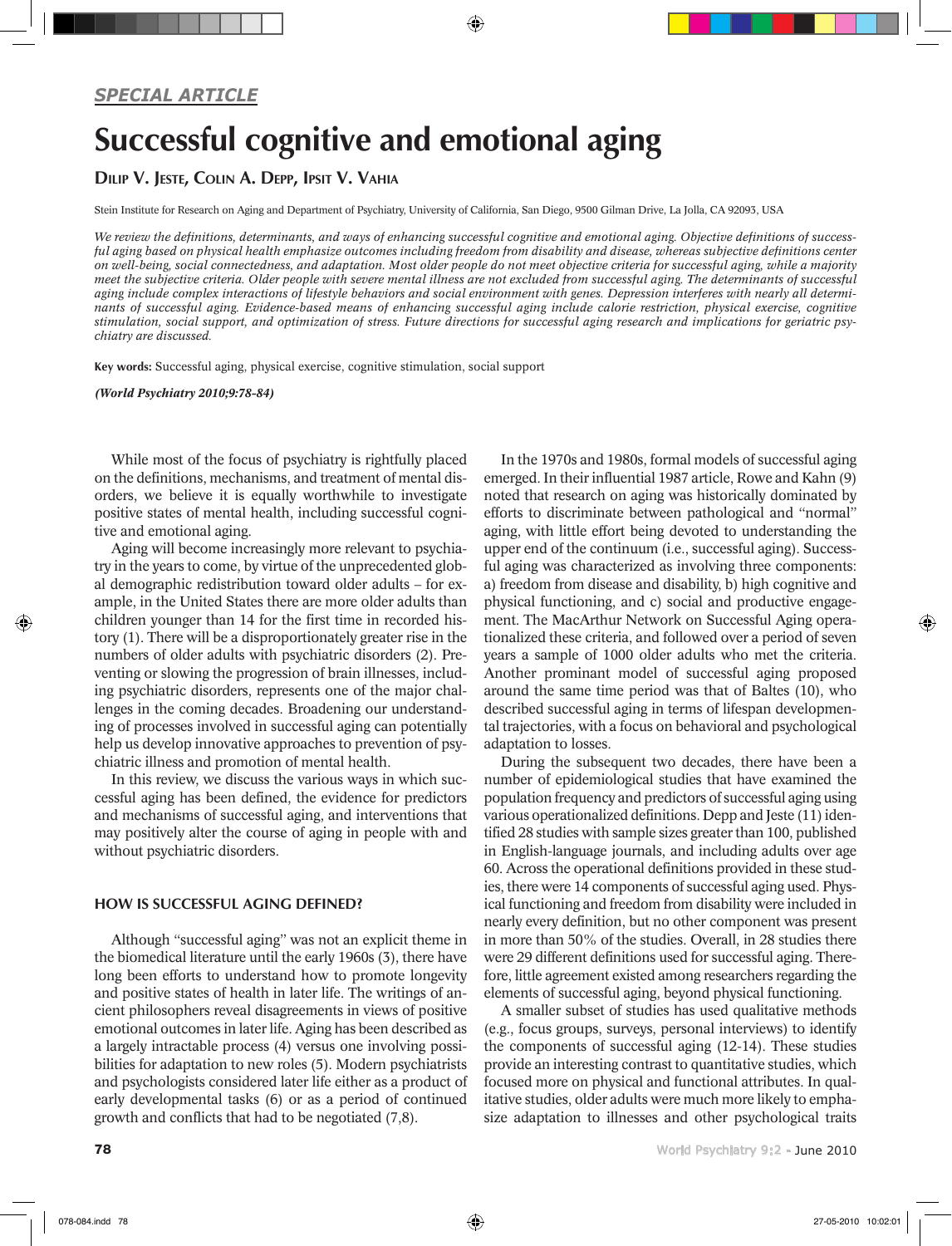*SPECIAL ARTICLE*

# Successful cognitive and emotional aging

**Dilip V. Jeste, Colin A. Depp, Ipsit V. Vahia**

Stein Institute for Research on Aging and Department of Psychiatry, University of California, San Diego, 9500 Gilman Drive, La Jolla, CA 92093, USA

*We review the definitions, determinants, and ways of enhancing successful cognitive and emotional aging. Objective definitions of successful aging based on physical health emphasize outcomes including freedom from disability and disease, whereas subjective definitions center on well-being, social connectedness, and adaptation. Most older people do not meet objective criteria for successful aging, while a majority meet the subjective criteria. Older people with severe mental illness are not excluded from successful aging. The determinants of successful aging include complex interactions of lifestyle behaviors and social environment with genes. Depression interferes with nearly all determinants of successful aging. Evidence-based means of enhancing successful aging include calorie restriction, physical exercise, cognitive stimulation, social support, and optimization of stress. Future directions for successful aging research and implications for geriatric psychiatry are discussed.*

**Key words:** Successful aging, physical exercise, cognitive stimulation, social support

***(World Psychiatry 2010;9:78-84)***

While most of the focus of psychiatry is rightfully placed on the definitions, mechanisms, and treatment of mental disorders, we believe it is equally worthwhile to investigate positive states of mental health, including successful cognitive and emotional aging.

Aging will become increasingly more relevant to psychiatry in the years to come, by virtue of the unprecedented global demographic redistribution toward older adults – for example, in the United States there are more older adults than children younger than 14 for the first time in recorded history (1). There will be a disproportionately greater rise in the numbers of older adults with psychiatric disorders (2). Preventing or slowing the progression of brain illnesses, including psychiatric disorders, represents one of the major challenges in the coming decades. Broadening our understanding of processes involved in successful aging can potentially help us develop innovative approaches to prevention of psychiatric illness and promotion of mental health.

In this review, we discuss the various ways in which successful aging has been defined, the evidence for predictors and mechanisms of successful aging, and interventions that may positively alter the course of aging in people with and without psychiatric disorders.

## HOW IS SUCCESSFUL AGING DEFINED?

Although "successful aging" was not an explicit theme in the biomedical literature until the early 1960s (3), there have long been efforts to understand how to promote longevity and positive states of health in later life. The writings of ancient philosophers reveal disagreements in views of positive emotional outcomes in later life. Aging has been described as a largely intractable process (4) versus one involving possibilities for adaptation to new roles (5). Modern psychiatrists and psychologists considered later life either as a product of early developmental tasks (6) or as a period of continued growth and conflicts that had to be negotiated (7,8).

In the 1970s and 1980s, formal models of successful aging emerged. In their influential 1987 article, Rowe and Kahn (9) noted that research on aging was historically dominated by efforts to discriminate between pathological and "normal" aging, with little effort being devoted to understanding the upper end of the continuum (i.e., successful aging). Successful aging was characterized as involving three components: a) freedom from disease and disability, b) high cognitive and physical functioning, and c) social and productive engagement. The MacArthur Network on Successful Aging operationalized these criteria, and followed over a period of seven years a sample of 1000 older adults who met the criteria. Another prominant model of successful aging proposed around the same time period was that of Baltes (10), who described successful aging in terms of lifespan developmental trajectories, with a focus on behavioral and psychological adaptation to losses.

During the subsequent two decades, there have been a number of epidemiological studies that have examined the population frequency and predictors of successful aging using various operationalized definitions. Depp and Jeste (11) identified 28 studies with sample sizes greater than 100, published in English-language journals, and including adults over age 60. Across the operational definitions provided in these studies, there were 14 components of successful aging used. Physical functioning and freedom from disability were included in nearly every definition, but no other component was present in more than 50% of the studies. Overall, in 28 studies there were 29 different definitions used for successful aging. Therefore, little agreement existed among researchers regarding the elements of successful aging, beyond physical functioning.

A smaller subset of studies has used qualitative methods (e.g., focus groups, surveys, personal interviews) to identify the components of successful aging (12-14). These studies provide an interesting contrast to quantitative studies, which focused more on physical and functional attributes. In qualitative studies, older adults were much more likely to emphasize adaptation to illnesses and other psychological traits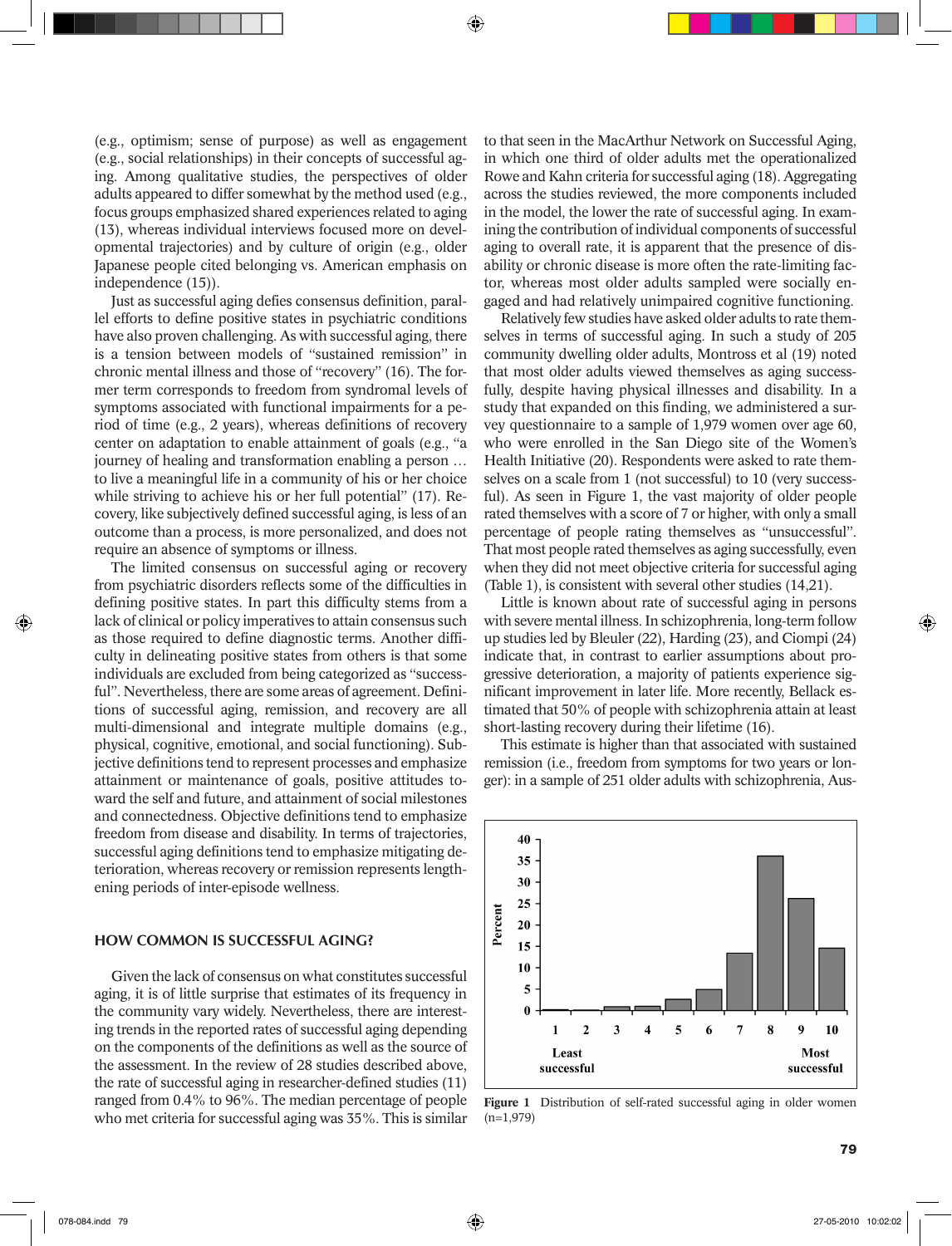(e.g., optimism; sense of purpose) as well as engagement (e.g., social relationships) in their concepts of successful aging. Among qualitative studies, the perspectives of older adults appeared to differ somewhat by the method used (e.g., focus groups emphasized shared experiences related to aging (13), whereas individual interviews focused more on developmental trajectories) and by culture of origin (e.g., older Japanese people cited belonging vs. American emphasis on independence (15)).

Just as successful aging defies consensus definition, parallel efforts to define positive states in psychiatric conditions have also proven challenging. As with successful aging, there is a tension between models of "sustained remission" in chronic mental illness and those of "recovery" (16). The former term corresponds to freedom from syndromal levels of symptoms associated with functional impairments for a period of time (e.g., 2 years), whereas definitions of recovery center on adaptation to enable attainment of goals (e.g., "a journey of healing and transformation enabling a person … to live a meaningful life in a community of his or her choice while striving to achieve his or her full potential" (17). Recovery, like subjectively defined successful aging, is less of an outcome than a process, is more personalized, and does not require an absence of symptoms or illness.

The limited consensus on successful aging or recovery from psychiatric disorders reflects some of the difficulties in defining positive states. In part this difficulty stems from a lack of clinical or policy imperatives to attain consensus such as those required to define diagnostic terms. Another difficulty in delineating positive states from others is that some individuals are excluded from being categorized as "successful". Nevertheless, there are some areas of agreement. Definitions of successful aging, remission, and recovery are all multi-dimensional and integrate multiple domains (e.g., physical, cognitive, emotional, and social functioning). Subjective definitions tend to represent processes and emphasize attainment or maintenance of goals, positive attitudes toward the self and future, and attainment of social milestones and connectedness. Objective definitions tend to emphasize freedom from disease and disability. In terms of trajectories, successful aging definitions tend to emphasize mitigating deterioration, whereas recovery or remission represents lengthening periods of inter-episode wellness.

## HOW COMMON IS SUCCESSFUL AGING?

Given the lack of consensus on what constitutes successful aging, it is of little surprise that estimates of its frequency in the community vary widely. Nevertheless, there are interesting trends in the reported rates of successful aging depending on the components of the definitions as well as the source of the assessment. In the review of 28 studies described above, the rate of successful aging in researcher-defined studies (11) ranged from 0.4% to 96%. The median percentage of people who met criteria for successful aging was 35%. This is similar to that seen in the MacArthur Network on Successful Aging, in which one third of older adults met the operationalized Rowe and Kahn criteria for successful aging (18). Aggregating across the studies reviewed, the more components included in the model, the lower the rate of successful aging. In examining the contribution of individual components of successful aging to overall rate, it is apparent that the presence of disability or chronic disease is more often the rate-limiting factor, whereas most older adults sampled were socially engaged and had relatively unimpaired cognitive functioning.

Relatively few studies have asked older adults to rate themselves in terms of successful aging. In such a study of 205 community dwelling older adults, Montross et al (19) noted that most older adults viewed themselves as aging successfully, despite having physical illnesses and disability. In a study that expanded on this finding, we administered a survey questionnaire to a sample of 1,979 women over age 60, who were enrolled in the San Diego site of the Women's Health Initiative (20). Respondents were asked to rate themselves on a scale from 1 (not successful) to 10 (very successful). As seen in Figure 1, the vast majority of older people rated themselves with a score of 7 or higher, with only a small percentage of people rating themselves as "unsuccessful". That most people rated themselves as aging successfully, even when they did not meet objective criteria for successful aging (Table 1), is consistent with several other studies (14,21).

Little is known about rate of successful aging in persons with severe mental illness. In schizophrenia, long-term follow up studies led by Bleuler (22), Harding (23), and Ciompi (24) indicate that, in contrast to earlier assumptions about progressive deterioration, a majority of patients experience significant improvement in later life. More recently, Bellack estimated that 50% of people with schizophrenia attain at least short-lasting recovery during their lifetime (16).

This estimate is higher than that associated with sustained remission (i.e., freedom from symptoms for two years or longer): in a sample of 251 older adults with schizophrenia, Aus-

Figure 1 Distribution of self-rated successful aging in older women (n=1,979)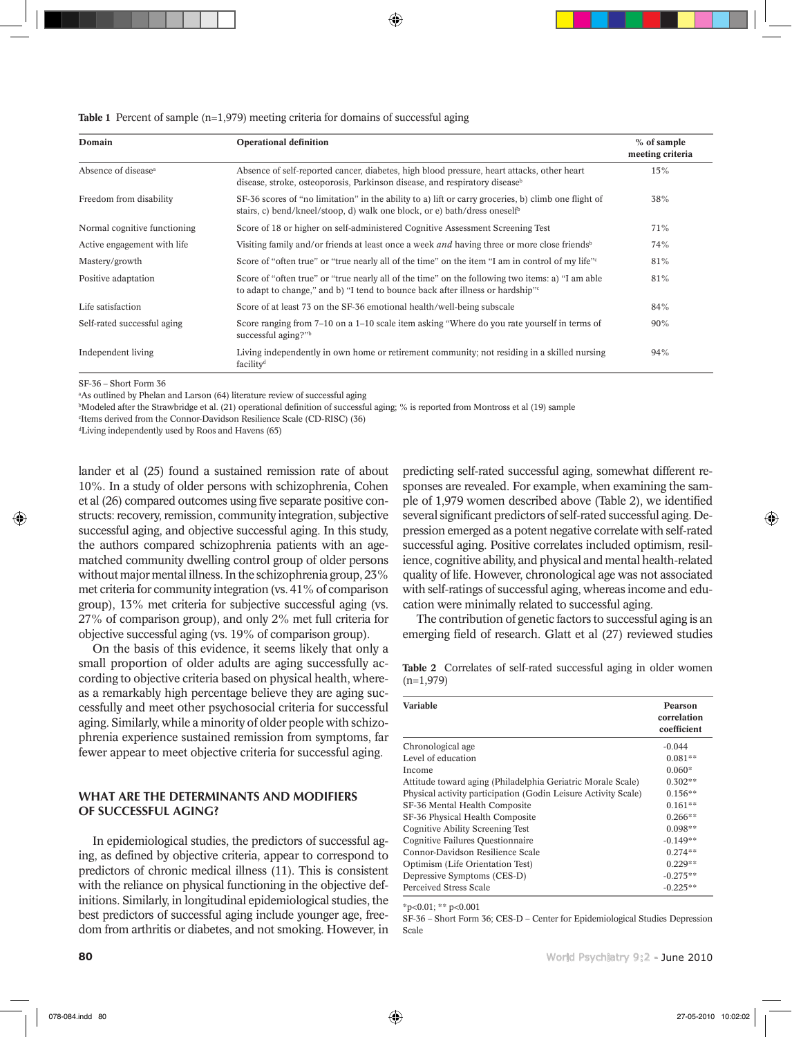**Table 1** Percent of sample (n=1,979) meeting criteria for domains of successful aging

| Domain | Operational definition | % of sample meeting criteria |
|---|---|---|
| Absence of disease[a] | Absence of self-reported cancer, diabetes, high blood pressure, heart attacks, other heart disease, stroke, osteoporosis, Parkinson disease, and respiratory disease[b] | 15% |
| Freedom from disability | SF-36 scores of "no limitation" in the ability to a) lift or carry groceries, b) climb one flight of stairs, c) bend/kneel/stoop, d) walk one block, or e) bath/dress oneself[b] | 38% |
| Normal cognitive functioning | Score of 18 or higher on self-administered Cognitive Assessment Screening Test | 71% |
| Active engagement with life | Visiting family and/or friends at least once a week *and* having three or more close friends[b] | 74% |
| Mastery/growth | Score of "often true" or "true nearly all of the time" on the item "I am in control of my life"[c] | 81% |
| Positive adaptation | Score of "often true" or "true nearly all of the time" on the following two items: a) "I am able to adapt to change," and b) "I tend to bounce back after illness or hardship"[c] | 81% |
| Life satisfaction | Score of at least 73 on the SF-36 emotional health/well-being subscale | 84% |
| Self-rated successful aging | Score ranging from 7–10 on a 1–10 scale item asking "Where do you rate yourself in terms of successful aging?"[b] | 90% |
| Independent living | Living independently in own home or retirement community; not residing in a skilled nursing facility[d] | 94% |

SF-36 – Short Form 36
[a]As outlined by Phelan and Larson (64) literature review of successful aging
[b]Modeled after the Strawbridge et al. (21) operational definition of successful aging; % is reported from Montross et al (19) sample
[c]Items derived from the Connor-Davidson Resilience Scale (CD-RISC) (36)
[d]Living independently used by Roos and Havens (65)

lander et al (25) found a sustained remission rate of about 10%. In a study of older persons with schizophrenia, Cohen et al (26) compared outcomes using five separate positive constructs: recovery, remission, community integration, subjective successful aging, and objective successful aging. In this study, the authors compared schizophrenia patients with an age-matched community dwelling control group of older persons without major mental illness. In the schizophrenia group, 23% met criteria for community integration (vs. 41% of comparison group), 13% met criteria for subjective successful aging (vs. 27% of comparison group), and only 2% met full criteria for objective successful aging (vs. 19% of comparison group).

On the basis of this evidence, it seems likely that only a small proportion of older adults are aging successfully according to objective criteria based on physical health, whereas a remarkably high percentage believe they are aging successfully and meet other psychosocial criteria for successful aging. Similarly, while a minority of older people with schizophrenia experience sustained remission from symptoms, far fewer appear to meet objective criteria for successful aging.

## WHAT ARE THE DETERMINANTS AND MODIFIERS OF SUCCESSFUL AGING?

In epidemiological studies, the predictors of successful aging, as defined by objective criteria, appear to correspond to predictors of chronic medical illness (11). This is consistent with the reliance on physical functioning in the objective definitions. Similarly, in longitudinal epidemiological studies, the best predictors of successful aging include younger age, freedom from arthritis or diabetes, and not smoking. However, in predicting self-rated successful aging, somewhat different responses are revealed. For example, when examining the sample of 1,979 women described above (Table 2), we identified several significant predictors of self-rated successful aging. Depression emerged as a potent negative correlate with self-rated successful aging. Positive correlates included optimism, resilience, cognitive ability, and physical and mental health-related quality of life. However, chronological age was not associated with self-ratings of successful aging, whereas income and education were minimally related to successful aging.

The contribution of genetic factors to successful aging is an emerging field of research. Glatt et al (27) reviewed studies

**Table 2** Correlates of self-rated successful aging in older women (n=1,979)

| Variable | Pearson correlation coefficient |
|---|---|
| Chronological age | -0.044 |
| Level of education | 0.081** |
| Income | 0.060* |
| Attitude toward aging (Philadelphia Geriatric Morale Scale) | 0.302** |
| Physical activity participation (Godin Leisure Activity Scale) | 0.156** |
| SF-36 Mental Health Composite | 0.161** |
| SF-36 Physical Health Composite | 0.266** |
| Cognitive Ability Screening Test | 0.098** |
| Cognitive Failures Questionnaire | -0.149** |
| Connor-Davidson Resilience Scale | 0.274** |
| Optimism (Life Orientation Test) | 0.229** |
| Depressive Symptoms (CES-D) | -0.275** |
| Perceived Stress Scale | -0.225** |

*p<0.01; ** p<0.001
SF-36 – Short Form 36; CES-D – Center for Epidemiological Studies Depression Scale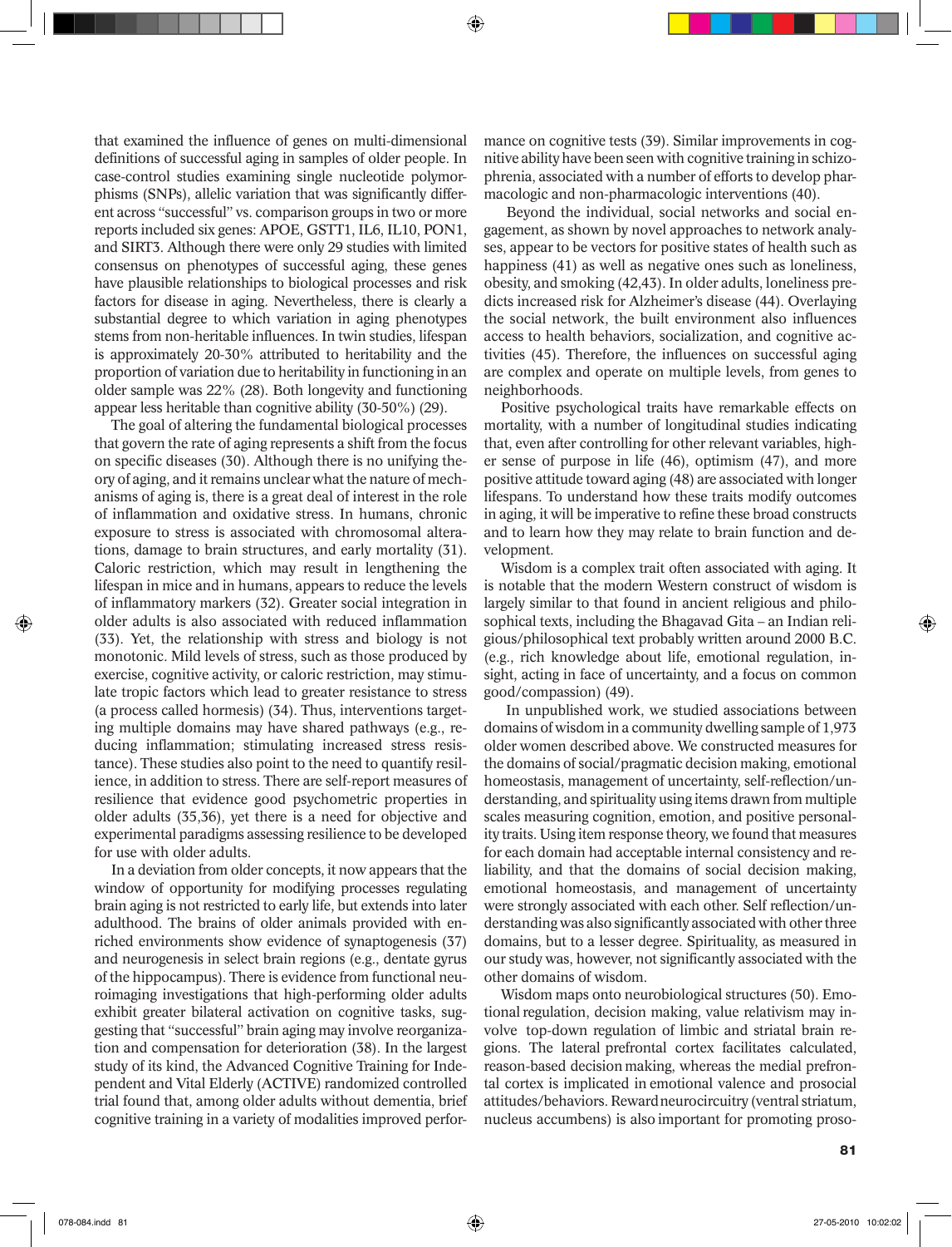that examined the influence of genes on multi-dimensional definitions of successful aging in samples of older people. In case-control studies examining single nucleotide polymorphisms (SNPs), allelic variation that was significantly different across "successful" vs. comparison groups in two or more reports included six genes: APOE, GSTT1, IL6, IL10, PON1, and SIRT3. Although there were only 29 studies with limited consensus on phenotypes of successful aging, these genes have plausible relationships to biological processes and risk factors for disease in aging. Nevertheless, there is clearly a substantial degree to which variation in aging phenotypes stems from non-heritable influences. In twin studies, lifespan is approximately 20-30% attributed to heritability and the proportion of variation due to heritability in functioning in an older sample was 22% (28). Both longevity and functioning appear less heritable than cognitive ability (30-50%) (29).

The goal of altering the fundamental biological processes that govern the rate of aging represents a shift from the focus on specific diseases (30). Although there is no unifying theory of aging, and it remains unclear what the nature of mechanisms of aging is, there is a great deal of interest in the role of inflammation and oxidative stress. In humans, chronic exposure to stress is associated with chromosomal alterations, damage to brain structures, and early mortality (31). Caloric restriction, which may result in lengthening the lifespan in mice and in humans, appears to reduce the levels of inflammatory markers (32). Greater social integration in older adults is also associated with reduced inflammation (33). Yet, the relationship with stress and biology is not monotonic. Mild levels of stress, such as those produced by exercise, cognitive activity, or caloric restriction, may stimulate tropic factors which lead to greater resistance to stress (a process called hormesis) (34). Thus, interventions targeting multiple domains may have shared pathways (e.g., reducing inflammation; stimulating increased stress resistance). These studies also point to the need to quantify resilience, in addition to stress. There are self-report measures of resilience that evidence good psychometric properties in older adults (35,36), yet there is a need for objective and experimental paradigms assessing resilience to be developed for use with older adults.

In a deviation from older concepts, it now appears that the window of opportunity for modifying processes regulating brain aging is not restricted to early life, but extends into later adulthood. The brains of older animals provided with enriched environments show evidence of synaptogenesis (37) and neurogenesis in select brain regions (e.g., dentate gyrus of the hippocampus). There is evidence from functional neuroimaging investigations that high-performing older adults exhibit greater bilateral activation on cognitive tasks, suggesting that "successful" brain aging may involve reorganization and compensation for deterioration (38). In the largest study of its kind, the Advanced Cognitive Training for Independent and Vital Elderly (ACTIVE) randomized controlled trial found that, among older adults without dementia, brief cognitive training in a variety of modalities improved performance on cognitive tests (39). Similar improvements in cognitive ability have been seen with cognitive training in schizophrenia, associated with a number of efforts to develop pharmacologic and non-pharmacologic interventions (40).

Beyond the individual, social networks and social engagement, as shown by novel approaches to network analyses, appear to be vectors for positive states of health such as happiness (41) as well as negative ones such as loneliness, obesity, and smoking (42,43). In older adults, loneliness predicts increased risk for Alzheimer's disease (44). Overlaying the social network, the built environment also influences access to health behaviors, socialization, and cognitive activities (45). Therefore, the influences on successful aging are complex and operate on multiple levels, from genes to neighborhoods.

Positive psychological traits have remarkable effects on mortality, with a number of longitudinal studies indicating that, even after controlling for other relevant variables, higher sense of purpose in life (46), optimism (47), and more positive attitude toward aging (48) are associated with longer lifespans. To understand how these traits modify outcomes in aging, it will be imperative to refine these broad constructs and to learn how they may relate to brain function and development.

Wisdom is a complex trait often associated with aging. It is notable that the modern Western construct of wisdom is largely similar to that found in ancient religious and philosophical texts, including the Bhagavad Gita – an Indian religious/philosophical text probably written around 2000 B.C. (e.g., rich knowledge about life, emotional regulation, insight, acting in face of uncertainty, and a focus on common good/compassion) (49).

In unpublished work, we studied associations between domains of wisdom in a community dwelling sample of 1,973 older women described above. We constructed measures for the domains of social/pragmatic decision making, emotional homeostasis, management of uncertainty, self-reflection/understanding, and spirituality using items drawn from multiple scales measuring cognition, emotion, and positive personality traits. Using item response theory, we found that measures for each domain had acceptable internal consistency and reliability, and that the domains of social decision making, emotional homeostasis, and management of uncertainty were strongly associated with each other. Self reflection/understanding was also significantly associated with other three domains, but to a lesser degree. Spirituality, as measured in our study was, however, not significantly associated with the other domains of wisdom.

Wisdom maps onto neurobiological structures (50). Emotional regulation, decision making, value relativism may involve top-down regulation of limbic and striatal brain regions. The lateral prefrontal cortex facilitates calculated, reason-based decision making, whereas the medial prefrontal cortex is implicated in emotional valence and prosocial attitudes/behaviors. Reward neurocircuitry (ventral striatum, nucleus accumbens) is also important for promoting proso-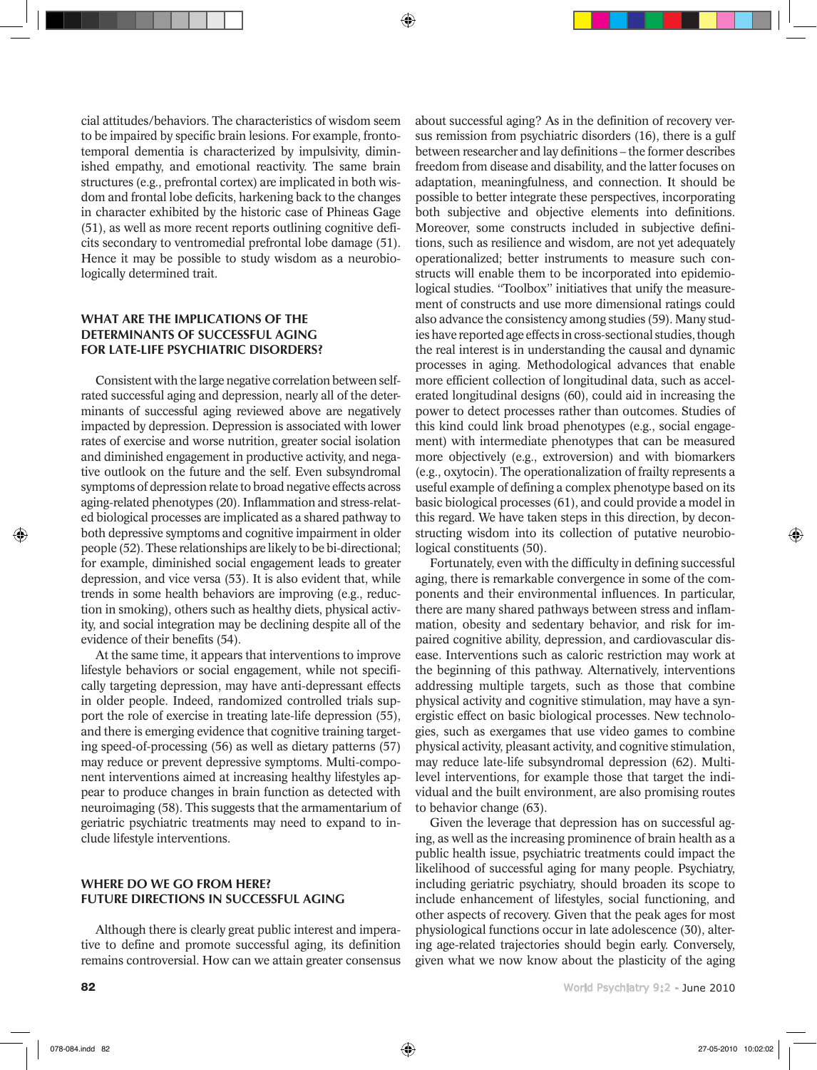cial attitudes/behaviors. The characteristics of wisdom seem to be impaired by specific brain lesions. For example, frontotemporal dementia is characterized by impulsivity, diminished empathy, and emotional reactivity. The same brain structures (e.g., prefrontal cortex) are implicated in both wisdom and frontal lobe deficits, harkening back to the changes in character exhibited by the historic case of Phineas Gage (51), as well as more recent reports outlining cognitive deficits secondary to ventromedial prefrontal lobe damage (51). Hence it may be possible to study wisdom as a neurobiologically determined trait.

## WHAT ARE THE IMPLICATIONS OF THE DETERMINANTS OF SUCCESSFUL AGING FOR LATE-LIFE PSYCHIATRIC DISORDERS?

Consistent with the large negative correlation between self-rated successful aging and depression, nearly all of the determinants of successful aging reviewed above are negatively impacted by depression. Depression is associated with lower rates of exercise and worse nutrition, greater social isolation and diminished engagement in productive activity, and negative outlook on the future and the self. Even subsyndromal symptoms of depression relate to broad negative effects across aging-related phenotypes (20). Inflammation and stress-related biological processes are implicated as a shared pathway to both depressive symptoms and cognitive impairment in older people (52). These relationships are likely to be bi-directional; for example, diminished social engagement leads to greater depression, and vice versa (53). It is also evident that, while trends in some health behaviors are improving (e.g., reduction in smoking), others such as healthy diets, physical activity, and social integration may be declining despite all of the evidence of their benefits (54).

At the same time, it appears that interventions to improve lifestyle behaviors or social engagement, while not specifically targeting depression, may have anti-depressant effects in older people. Indeed, randomized controlled trials support the role of exercise in treating late-life depression (55), and there is emerging evidence that cognitive training targeting speed-of-processing (56) as well as dietary patterns (57) may reduce or prevent depressive symptoms. Multi-component interventions aimed at increasing healthy lifestyles appear to produce changes in brain function as detected with neuroimaging (58). This suggests that the armamentarium of geriatric psychiatric treatments may need to expand to include lifestyle interventions.

## WHERE DO WE GO FROM HERE? FUTURE DIRECTIONS IN SUCCESSFUL AGING

Although there is clearly great public interest and imperative to define and promote successful aging, its definition remains controversial. How can we attain greater consensus about successful aging? As in the definition of recovery versus remission from psychiatric disorders (16), there is a gulf between researcher and lay definitions – the former describes freedom from disease and disability, and the latter focuses on adaptation, meaningfulness, and connection. It should be possible to better integrate these perspectives, incorporating both subjective and objective elements into definitions. Moreover, some constructs included in subjective definitions, such as resilience and wisdom, are not yet adequately operationalized; better instruments to measure such constructs will enable them to be incorporated into epidemiological studies. "Toolbox" initiatives that unify the measurement of constructs and use more dimensional ratings could also advance the consistency among studies (59). Many studies have reported age effects in cross-sectional studies, though the real interest is in understanding the causal and dynamic processes in aging. Methodological advances that enable more efficient collection of longitudinal data, such as accelerated longitudinal designs (60), could aid in increasing the power to detect processes rather than outcomes. Studies of this kind could link broad phenotypes (e.g., social engagement) with intermediate phenotypes that can be measured more objectively (e.g., extroversion) and with biomarkers (e.g., oxytocin). The operationalization of frailty represents a useful example of defining a complex phenotype based on its basic biological processes (61), and could provide a model in this regard. We have taken steps in this direction, by deconstructing wisdom into its collection of putative neurobiological constituents (50).

Fortunately, even with the difficulty in defining successful aging, there is remarkable convergence in some of the components and their environmental influences. In particular, there are many shared pathways between stress and inflammation, obesity and sedentary behavior, and risk for impaired cognitive ability, depression, and cardiovascular disease. Interventions such as caloric restriction may work at the beginning of this pathway. Alternatively, interventions addressing multiple targets, such as those that combine physical activity and cognitive stimulation, may have a synergistic effect on basic biological processes. New technologies, such as exergames that use video games to combine physical activity, pleasant activity, and cognitive stimulation, may reduce late-life subsyndromal depression (62). Multi-level interventions, for example those that target the individual and the built environment, are also promising routes to behavior change (63).

Given the leverage that depression has on successful aging, as well as the increasing prominence of brain health as a public health issue, psychiatric treatments could impact the likelihood of successful aging for many people. Psychiatry, including geriatric psychiatry, should broaden its scope to include enhancement of lifestyles, social functioning, and other aspects of recovery. Given that the peak ages for most physiological functions occur in late adolescence (30), altering age-related trajectories should begin early. Conversely, given what we now know about the plasticity of the aging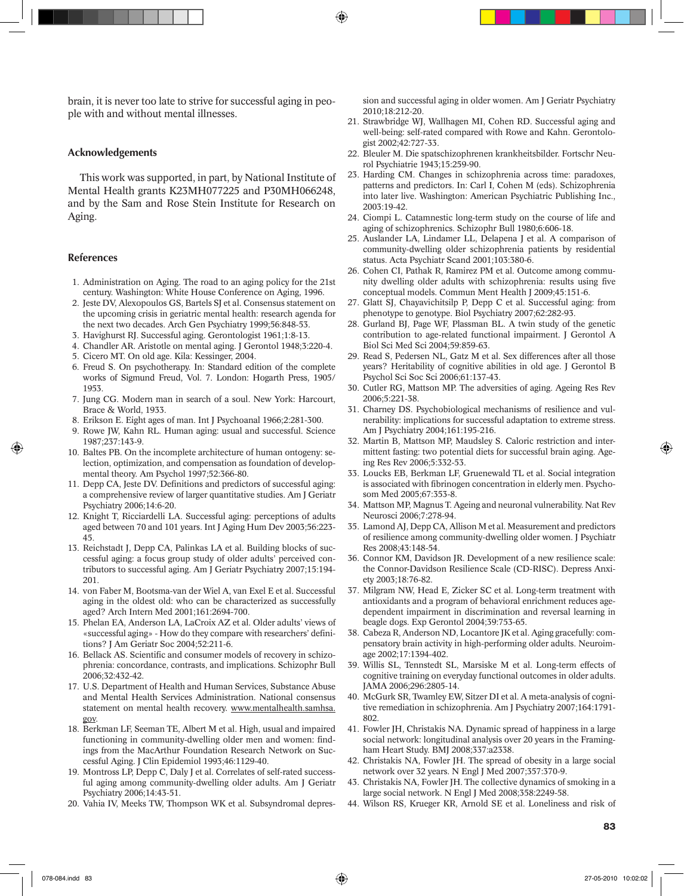brain, it is never too late to strive for successful aging in people with and without mental illnesses.

## Acknowledgements

This work was supported, in part, by National Institute of Mental Health grants K23MH077225 and P30MH066248, and by the Sam and Rose Stein Institute for Research on Aging.

## References

1. Administration on Aging. The road to an aging policy for the 21st century. Washington: White House Conference on Aging, 1996.
2. Jeste DV, Alexopoulos GS, Bartels SJ et al. Consensus statement on the upcoming crisis in geriatric mental health: research agenda for the next two decades. Arch Gen Psychiatry 1999;56:848-53.
3. Havighurst RJ. Successful aging. Gerontologist 1961;1:8-13.
4. Chandler AR. Aristotle on mental aging. J Gerontol 1948;3:220-4.
5. Cicero MT. On old age. Kila: Kessinger, 2004.
6. Freud S. On psychotherapy. In: Standard edition of the complete works of Sigmund Freud, Vol. 7. London: Hogarth Press, 1905/1953.
7. Jung CG. Modern man in search of a soul. New York: Harcourt, Brace & World, 1933.
8. Erikson E. Eight ages of man. Int J Psychoanal 1966;2:281-300.
9. Rowe JW, Kahn RL. Human aging: usual and successful. Science 1987;237:143-9.
10. Baltes PB. On the incomplete architecture of human ontogeny: selection, optimization, and compensation as foundation of developmental theory. Am Psychol 1997;52:366-80.
11. Depp CA, Jeste DV. Definitions and predictors of successful aging: a comprehensive review of larger quantitative studies. Am J Geriatr Psychiatry 2006;14:6-20.
12. Knight T, Ricciardelli LA. Successful aging: perceptions of adults aged between 70 and 101 years. Int J Aging Hum Dev 2003;56:223-45.
13. Reichstadt J, Depp CA, Palinkas LA et al. Building blocks of successful aging: a focus group study of older adults' perceived contributors to successful aging. Am J Geriatr Psychiatry 2007;15:194-201.
14. von Faber M, Bootsma-van der Wiel A, van Exel E et al. Successful aging in the oldest old: who can be characterized as successfully aged? Arch Intern Med 2001;161:2694-700.
15. Phelan EA, Anderson LA, LaCroix AZ et al. Older adults' views of «successful aging» - How do they compare with researchers' definitions? J Am Geriatr Soc 2004;52:211-6.
16. Bellack AS. Scientific and consumer models of recovery in schizophrenia: concordance, contrasts, and implications. Schizophr Bull 2006;32:432-42.
17. U.S. Department of Health and Human Services, Substance Abuse and Mental Health Services Administration. National consensus statement on mental health recovery. www.mentalhealth.samhsa.gov.
18. Berkman LF, Seeman TE, Albert M et al. High, usual and impaired functioning in community-dwelling older men and women: findings from the MacArthur Foundation Research Network on Successful Aging. J Clin Epidemiol 1993;46:1129-40.
19. Montross LP, Depp C, Daly J et al. Correlates of self-rated successful aging among community-dwelling older adults. Am J Geriatr Psychiatry 2006;14:43-51.
20. Vahia IV, Meeks TW, Thompson WK et al. Subsyndromal depression and successful aging in older women. Am J Geriatr Psychiatry 2010;18:212-20.
21. Strawbridge WJ, Wallhagen MI, Cohen RD. Successful aging and well-being: self-rated compared with Rowe and Kahn. Gerontologist 2002;42:727-33.
22. Bleuler M. Die spatschizophrenen krankheitsbilder. Fortschr Neurol Psychiatrie 1943;15:259-90.
23. Harding CM. Changes in schizophrenia across time: paradoxes, patterns and predictors. In: Carl I, Cohen M (eds). Schizophrenia into later live. Washington: American Psychiatric Publishing Inc., 2003:19-42.
24. Ciompi L. Catamnestic long-term study on the course of life and aging of schizophrenics. Schizophr Bull 1980;6:606-18.
25. Auslander LA, Lindamer LL, Delapena J et al. A comparison of community-dwelling older schizophrenia patients by residential status. Acta Psychiatr Scand 2001;103:380-6.
26. Cohen CI, Pathak R, Ramirez PM et al. Outcome among community dwelling older adults with schizophrenia: results using five conceptual models. Commun Ment Health J 2009;45:151-6.
27. Glatt SJ, Chayavichitsilp P, Depp C et al. Successful aging: from phenotype to genotype. Biol Psychiatry 2007;62:282-93.
28. Gurland BJ, Page WF, Plassman BL. A twin study of the genetic contribution to age-related functional impairment. J Gerontol A Biol Sci Med Sci 2004;59:859-63.
29. Read S, Pedersen NL, Gatz M et al. Sex differences after all those years? Heritability of cognitive abilities in old age. J Gerontol B Psychol Sci Soc Sci 2006;61:137-43.
30. Cutler RG, Mattson MP. The adversities of aging. Ageing Res Rev 2006;5:221-38.
31. Charney DS. Psychobiological mechanisms of resilience and vulnerability: implications for successful adaptation to extreme stress. Am J Psychiatry 2004;161:195-216.
32. Martin B, Mattson MP, Maudsley S. Caloric restriction and intermittent fasting: two potential diets for successful brain aging. Ageing Res Rev 2006;5:332-53.
33. Loucks EB, Berkman LF, Gruenewald TL et al. Social integration is associated with fibrinogen concentration in elderly men. Psychosom Med 2005;67:353-8.
34. Mattson MP, Magnus T. Ageing and neuronal vulnerability. Nat Rev Neurosci 2006;7:278-94.
35. Lamond AJ, Depp CA, Allison M et al. Measurement and predictors of resilience among community-dwelling older women. J Psychiatr Res 2008;43:148-54.
36. Connor KM, Davidson JR. Development of a new resilience scale: the Connor-Davidson Resilience Scale (CD-RISC). Depress Anxiety 2003;18:76-82.
37. Milgram NW, Head E, Zicker SC et al. Long-term treatment with antioxidants and a program of behavioral enrichment reduces age-dependent impairment in discrimination and reversal learning in beagle dogs. Exp Gerontol 2004;39:753-65.
38. Cabeza R, Anderson ND, Locantore JK et al. Aging gracefully: compensatory brain activity in high-performing older adults. Neuroimage 2002;17:1394-402.
39. Willis SL, Tennstedt SL, Marsiske M et al. Long-term effects of cognitive training on everyday functional outcomes in older adults. JAMA 2006;296:2805-14.
40. McGurk SR, Twamley EW, Sitzer DI et al. A meta-analysis of cognitive remediation in schizophrenia. Am J Psychiatry 2007;164:1791-802.
41. Fowler JH, Christakis NA. Dynamic spread of happiness in a large social network: longitudinal analysis over 20 years in the Framingham Heart Study. BMJ 2008;337:a2338.
42. Christakis NA, Fowler JH. The spread of obesity in a large social network over 32 years. N Engl J Med 2007;357:370-9.
43. Christakis NA, Fowler JH. The collective dynamics of smoking in a large social network. N Engl J Med 2008;358:2249-58.
44. Wilson RS, Krueger KR, Arnold SE et al. Loneliness and risk of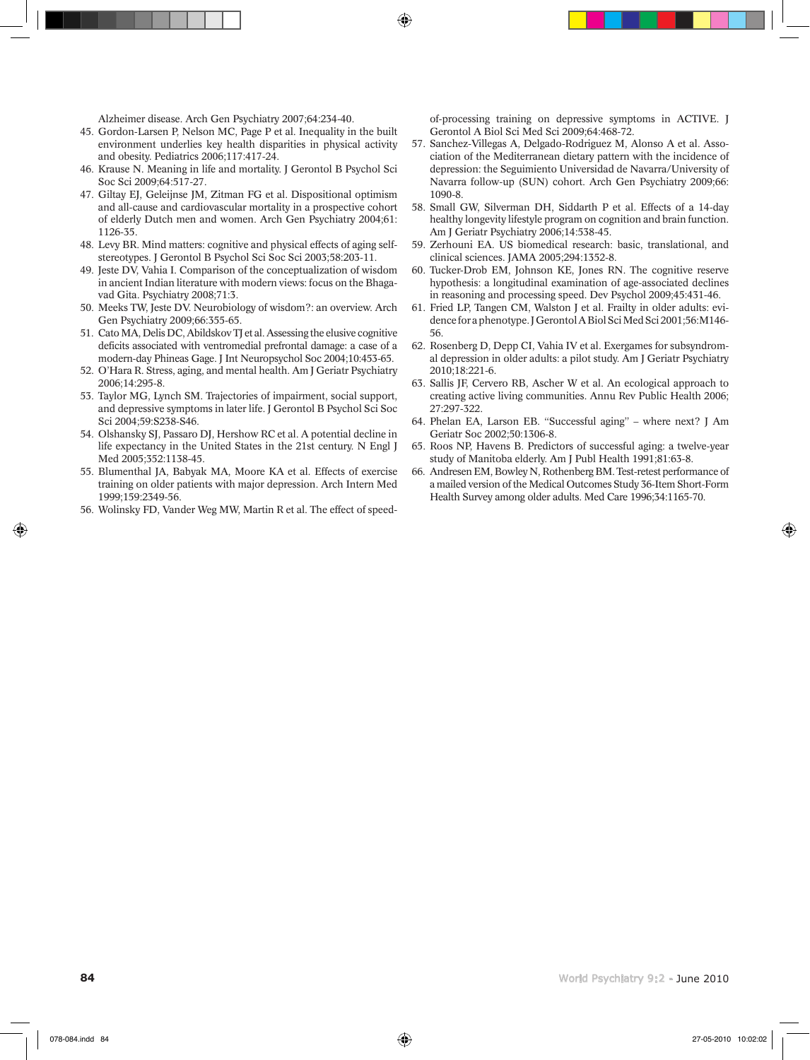Alzheimer disease. Arch Gen Psychiatry 2007;64:234-40.

45. Gordon-Larsen P, Nelson MC, Page P et al. Inequality in the built environment underlies key health disparities in physical activity and obesity. Pediatrics 2006;117:417-24.
46. Krause N. Meaning in life and mortality. J Gerontol B Psychol Sci Soc Sci 2009;64:517-27.
47. Giltay EJ, Geleijnse JM, Zitman FG et al. Dispositional optimism and all-cause and cardiovascular mortality in a prospective cohort of elderly Dutch men and women. Arch Gen Psychiatry 2004;61:1126-35.
48. Levy BR. Mind matters: cognitive and physical effects of aging self-stereotypes. J Gerontol B Psychol Sci Soc Sci 2003;58:203-11.
49. Jeste DV, Vahia I. Comparison of the conceptualization of wisdom in ancient Indian literature with modern views: focus on the Bhagavad Gita. Psychiatry 2008;71:3.
50. Meeks TW, Jeste DV. Neurobiology of wisdom?: an overview. Arch Gen Psychiatry 2009;66:355-65.
51. Cato MA, Delis DC, Abildskov TJ et al. Assessing the elusive cognitive deficits associated with ventromedial prefrontal damage: a case of a modern-day Phineas Gage. J Int Neuropsychol Soc 2004;10:453-65.
52. O'Hara R. Stress, aging, and mental health. Am J Geriatr Psychiatry 2006;14:295-8.
53. Taylor MG, Lynch SM. Trajectories of impairment, social support, and depressive symptoms in later life. J Gerontol B Psychol Sci Soc Sci 2004;59:S238-S46.
54. Olshansky SJ, Passaro DJ, Hershow RC et al. A potential decline in life expectancy in the United States in the 21st century. N Engl J Med 2005;352:1138-45.
55. Blumenthal JA, Babyak MA, Moore KA et al. Effects of exercise training on older patients with major depression. Arch Intern Med 1999;159:2349-56.
56. Wolinsky FD, Vander Weg MW, Martin R et al. The effect of speed-of-processing training on depressive symptoms in ACTIVE. J Gerontol A Biol Sci Med Sci 2009;64:468-72.
57. Sanchez-Villegas A, Delgado-Rodriguez M, Alonso A et al. Association of the Mediterranean dietary pattern with the incidence of depression: the Seguimiento Universidad de Navarra/University of Navarra follow-up (SUN) cohort. Arch Gen Psychiatry 2009;66:1090-8.
58. Small GW, Silverman DH, Siddarth P et al. Effects of a 14-day healthy longevity lifestyle program on cognition and brain function. Am J Geriatr Psychiatry 2006;14:538-45.
59. Zerhouni EA. US biomedical research: basic, translational, and clinical sciences. JAMA 2005;294:1352-8.
60. Tucker-Drob EM, Johnson KE, Jones RN. The cognitive reserve hypothesis: a longitudinal examination of age-associated declines in reasoning and processing speed. Dev Psychol 2009;45:431-46.
61. Fried LP, Tangen CM, Walston J et al. Frailty in older adults: evidence for a phenotype. J Gerontol A Biol Sci Med Sci 2001;56:M146-56.
62. Rosenberg D, Depp CI, Vahia IV et al. Exergames for subsyndromal depression in older adults: a pilot study. Am J Geriatr Psychiatry 2010;18:221-6.
63. Sallis JF, Cervero RB, Ascher W et al. An ecological approach to creating active living communities. Annu Rev Public Health 2006;27:297-322.
64. Phelan EA, Larson EB. "Successful aging" – where next? J Am Geriatr Soc 2002;50:1306-8.
65. Roos NP, Havens B. Predictors of successful aging: a twelve-year study of Manitoba elderly. Am J Publ Health 1991;81:63-8.
66. Andresen EM, Bowley N, Rothenberg BM. Test-retest performance of a mailed version of the Medical Outcomes Study 36-Item Short-Form Health Survey among older adults. Med Care 1996;34:1165-70.